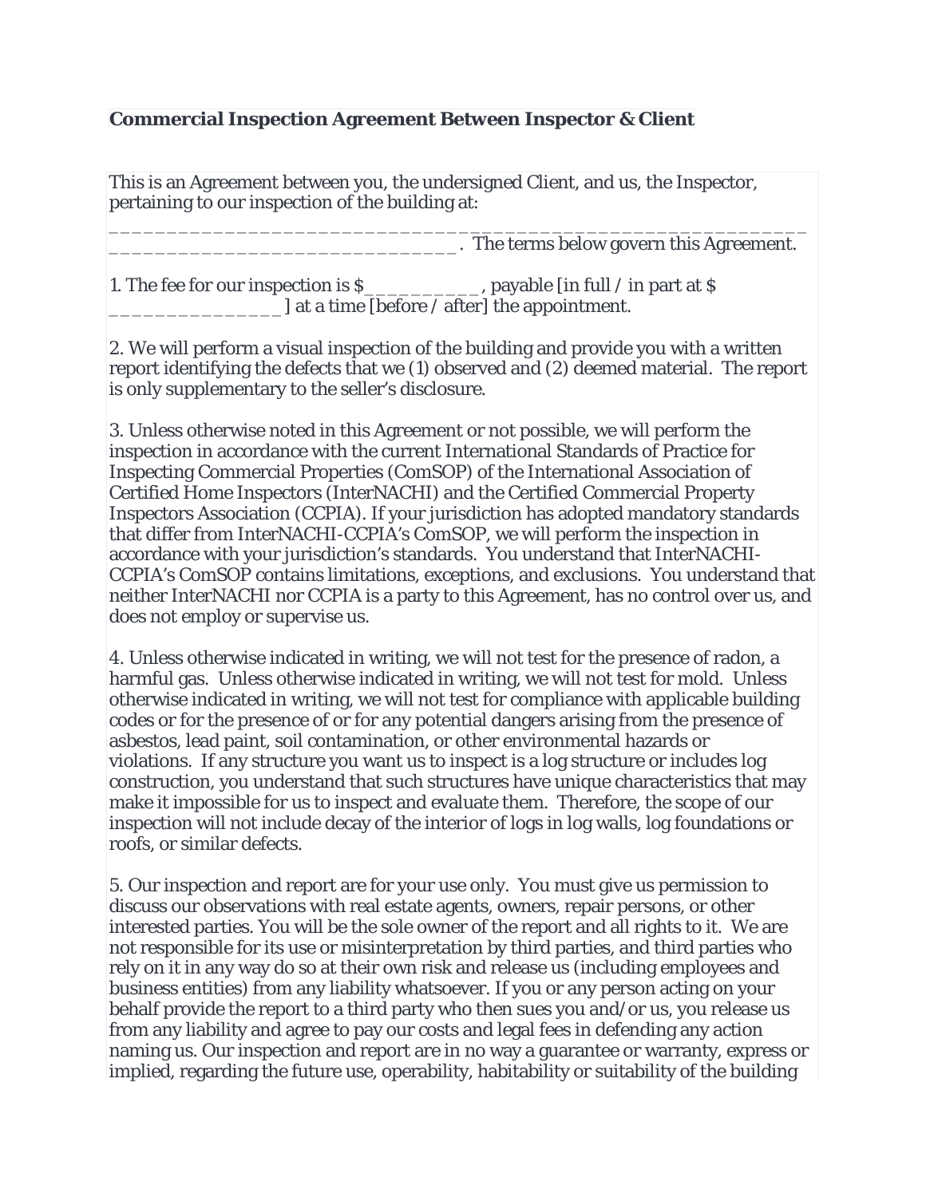**Commercial Inspection Agreement Between Inspector & Client**

This is an Agreement between you, the undersigned Client, and us, the Inspector, pertaining to our inspection of the building at:
______________________________________________________________________________________________. The terms below govern this Agreement.

1. The fee for our inspection is $__________, payable [in full / in part at $ _______________ ] at a time [before / after] the appointment.

2. We will perform a visual inspection of the building and provide you with a written report identifying the defects that we (1) observed and (2) deemed material. The report is only supplementary to the seller's disclosure.

3. Unless otherwise noted in this Agreement or not possible, we will perform the inspection in accordance with the current International Standards of Practice for Inspecting Commercial Properties (ComSOP) of the International Association of Certified Home Inspectors (InterNACHI) and the Certified Commercial Property Inspectors Association (CCPIA). If your jurisdiction has adopted mandatory standards that differ from InterNACHI-CCPIA's ComSOP, we will perform the inspection in accordance with your jurisdiction's standards. You understand that InterNACHI-CCPIA's ComSOP contains limitations, exceptions, and exclusions. You understand that neither InterNACHI nor CCPIA is a party to this Agreement, has no control over us, and does not employ or supervise us.

4. Unless otherwise indicated in writing, we will not test for the presence of radon, a harmful gas. Unless otherwise indicated in writing, we will not test for mold. Unless otherwise indicated in writing, we will not test for compliance with applicable building codes or for the presence of or for any potential dangers arising from the presence of asbestos, lead paint, soil contamination, or other environmental hazards or violations. If any structure you want us to inspect is a log structure or includes log construction, you understand that such structures have unique characteristics that may make it impossible for us to inspect and evaluate them. Therefore, the scope of our inspection will not include decay of the interior of logs in log walls, log foundations or roofs, or similar defects.

5. Our inspection and report are for your use only. You must give us permission to discuss our observations with real estate agents, owners, repair persons, or other interested parties. You will be the sole owner of the report and all rights to it. We are not responsible for its use or misinterpretation by third parties, and third parties who rely on it in any way do so at their own risk and release us (including employees and business entities) from any liability whatsoever. If you or any person acting on your behalf provide the report to a third party who then sues you and/or us, you release us from any liability and agree to pay our costs and legal fees in defending any action naming us. Our inspection and report are in no way a guarantee or warranty, express or implied, regarding the future use, operability, habitability or suitability of the building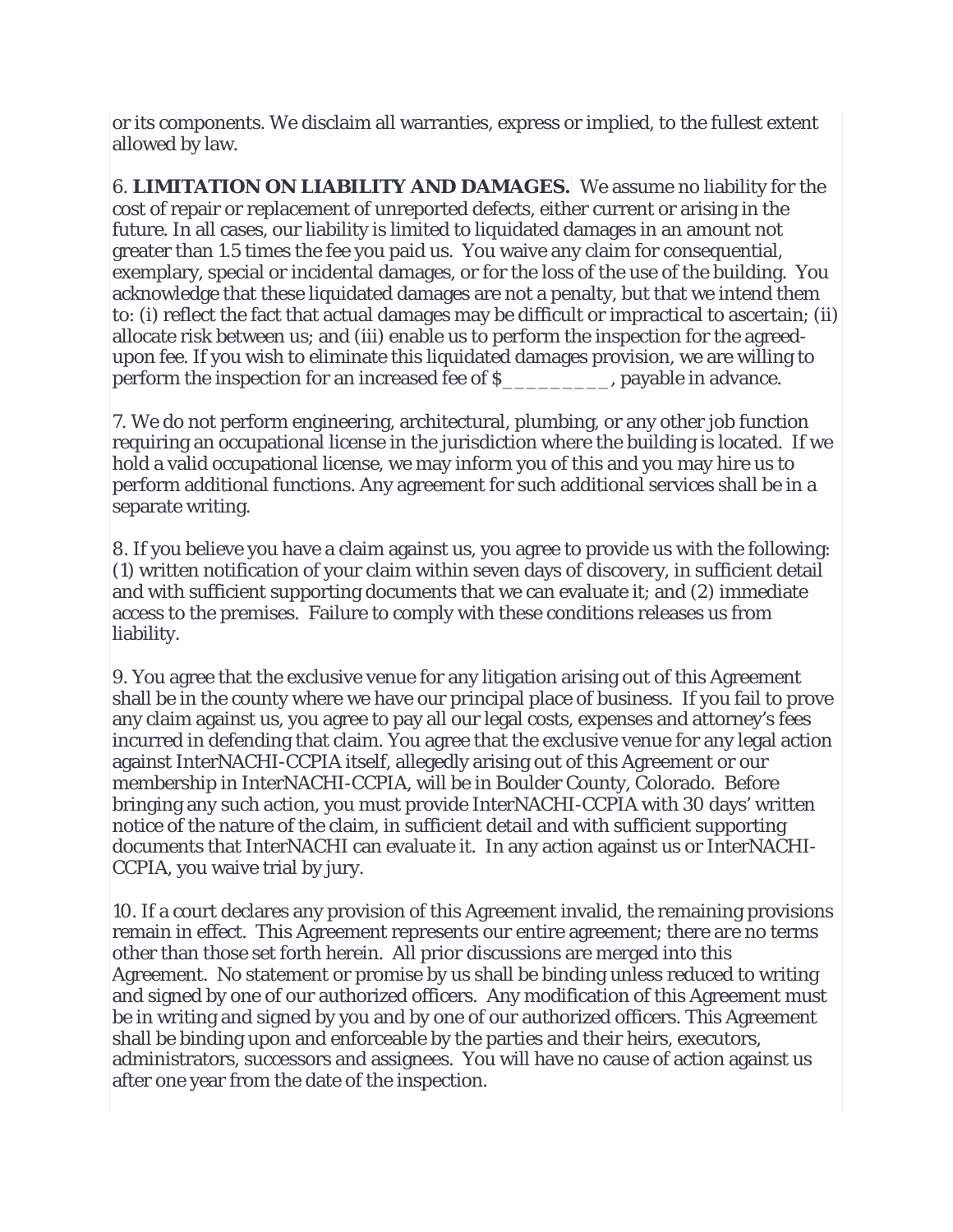or its components. We disclaim all warranties, express or implied, to the fullest extent allowed by law.

6. **LIMITATION ON LIABILITY AND DAMAGES.** We assume no liability for the cost of repair or replacement of unreported defects, either current or arising in the future. In all cases, our liability is limited to liquidated damages in an amount not greater than 1.5 times the fee you paid us. You waive any claim for consequential, exemplary, special or incidental damages, or for the loss of the use of the building. You acknowledge that these liquidated damages are not a penalty, but that we intend them to: (i) reflect the fact that actual damages may be difficult or impractical to ascertain; (ii) allocate risk between us; and (iii) enable us to perform the inspection for the agreed-upon fee. If you wish to eliminate this liquidated damages provision, we are willing to perform the inspection for an increased fee of $_________, payable in advance.

7. We do not perform engineering, architectural, plumbing, or any other job function requiring an occupational license in the jurisdiction where the building is located. If we hold a valid occupational license, we may inform you of this and you may hire us to perform additional functions. Any agreement for such additional services shall be in a separate writing.

8. If you believe you have a claim against us, you agree to provide us with the following: (1) written notification of your claim within seven days of discovery, in sufficient detail and with sufficient supporting documents that we can evaluate it; and (2) immediate access to the premises. Failure to comply with these conditions releases us from liability.

9. You agree that the exclusive venue for any litigation arising out of this Agreement shall be in the county where we have our principal place of business. If you fail to prove any claim against us, you agree to pay all our legal costs, expenses and attorney's fees incurred in defending that claim. You agree that the exclusive venue for any legal action against InterNACHI-CCPIA itself, allegedly arising out of this Agreement or our membership in InterNACHI-CCPIA, will be in Boulder County, Colorado. Before bringing any such action, you must provide InterNACHI-CCPIA with 30 days' written notice of the nature of the claim, in sufficient detail and with sufficient supporting documents that InterNACHI can evaluate it. In any action against us or InterNACHI-CCPIA, you waive trial by jury.

10. If a court declares any provision of this Agreement invalid, the remaining provisions remain in effect. This Agreement represents our entire agreement; there are no terms other than those set forth herein. All prior discussions are merged into this Agreement. No statement or promise by us shall be binding unless reduced to writing and signed by one of our authorized officers. Any modification of this Agreement must be in writing and signed by you and by one of our authorized officers. This Agreement shall be binding upon and enforceable by the parties and their heirs, executors, administrators, successors and assignees. You will have no cause of action against us after one year from the date of the inspection.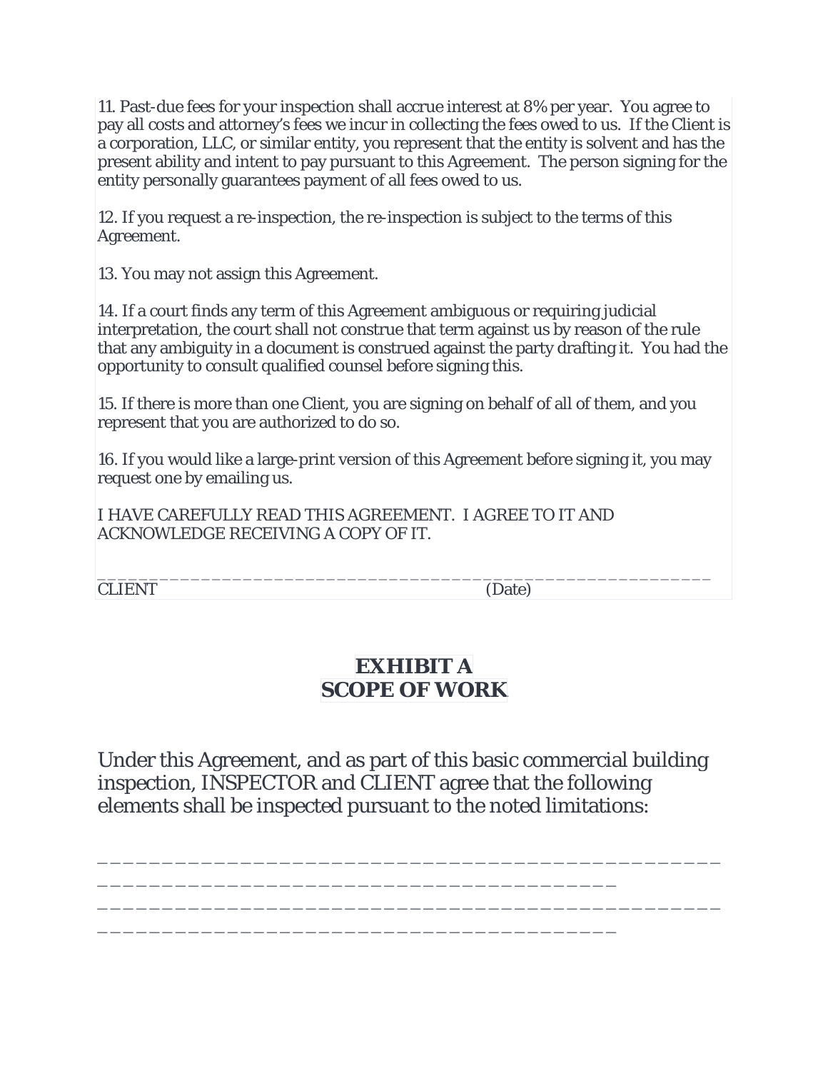11. Past-due fees for your inspection shall accrue interest at 8% per year. You agree to pay all costs and attorney's fees we incur in collecting the fees owed to us. If the Client is a corporation, LLC, or similar entity, you represent that the entity is solvent and has the present ability and intent to pay pursuant to this Agreement. The person signing for the entity personally guarantees payment of all fees owed to us.

12. If you request a re-inspection, the re-inspection is subject to the terms of this Agreement.

13. You may not assign this Agreement.

14. If a court finds any term of this Agreement ambiguous or requiring judicial interpretation, the court shall not construe that term against us by reason of the rule that any ambiguity in a document is construed against the party drafting it. You had the opportunity to consult qualified counsel before signing this.

15. If there is more than one Client, you are signing on behalf of all of them, and you represent that you are authorized to do so.

16. If you would like a large-print version of this Agreement before signing it, you may request one by emailing us.

I HAVE CAREFULLY READ THIS AGREEMENT. I AGREE TO IT AND ACKNOWLEDGE RECEIVING A COPY OF IT.

_________________________________________________________

CLIENT (Date)

## EXHIBIT A
## SCOPE OF WORK

Under this Agreement, and as part of this basic commercial building inspection, INSPECTOR and CLIENT agree that the following elements shall be inspected pursuant to the noted limitations:

_______________________________________________

_______________________________________

_______________________________________________

_______________________________________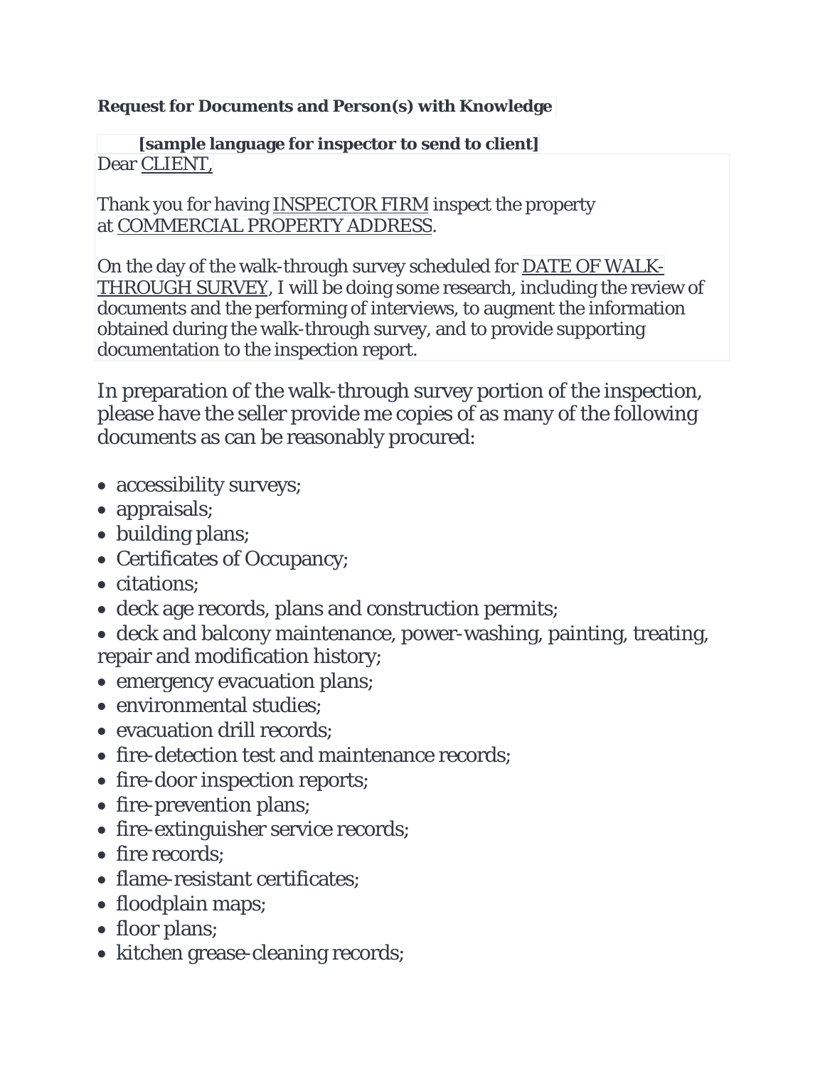**Request for Documents and Person(s) with Knowledge**

**[sample language for inspector to send to client]**

Dear CLIENT,

Thank you for having INSPECTOR FIRM inspect the property at COMMERCIAL PROPERTY ADDRESS.

On the day of the walk-through survey scheduled for DATE OF WALK-THROUGH SURVEY, I will be doing some research, including the review of documents and the performing of interviews, to augment the information obtained during the walk-through survey, and to provide supporting documentation to the inspection report.

In preparation of the walk-through survey portion of the inspection, please have the seller provide me copies of as many of the following documents as can be reasonably procured:

- accessibility surveys;
- appraisals;
- building plans;
- Certificates of Occupancy;
- citations;
- deck age records, plans and construction permits;
- deck and balcony maintenance, power-washing, painting, treating, repair and modification history;
- emergency evacuation plans;
- environmental studies;
- evacuation drill records;
- fire-detection test and maintenance records;
- fire-door inspection reports;
- fire-prevention plans;
- fire-extinguisher service records;
- fire records;
- flame-resistant certificates;
- floodplain maps;
- floor plans;
- kitchen grease-cleaning records;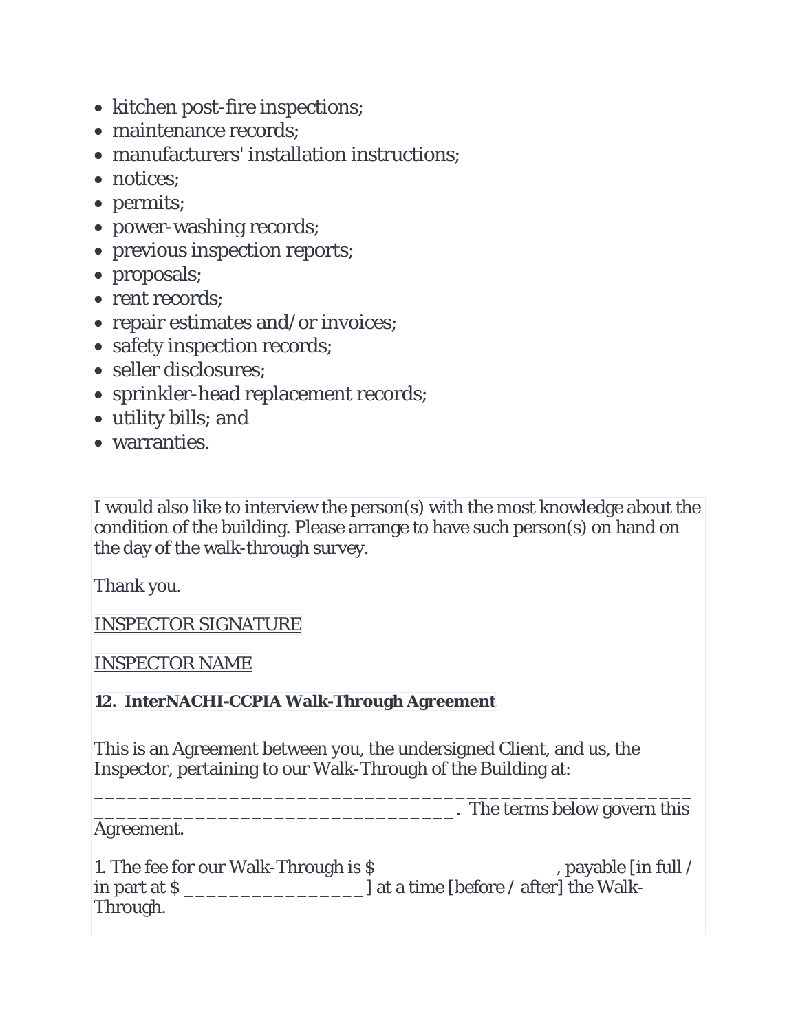- kitchen post-fire inspections;
- maintenance records;
- manufacturers' installation instructions;
- notices;
- permits;
- power-washing records;
- previous inspection reports;
- proposals;
- rent records;
- repair estimates and/or invoices;
- safety inspection records;
- seller disclosures;
- sprinkler-head replacement records;
- utility bills; and
- warranties.

I would also like to interview the person(s) with the most knowledge about the condition of the building. Please arrange to have such person(s) on hand on the day of the walk-through survey.

Thank you.

INSPECTOR SIGNATURE

INSPECTOR NAME

**12. InterNACHI-CCPIA Walk-Through Agreement**

This is an Agreement between you, the undersigned Client, and us, the Inspector, pertaining to our Walk-Through of the Building at: _________________________________________________________________________________________. The terms below govern this Agreement.

1. The fee for our Walk-Through is $_________________, payable [in full / in part at $ ________________ ] at a time [before / after] the Walk-Through.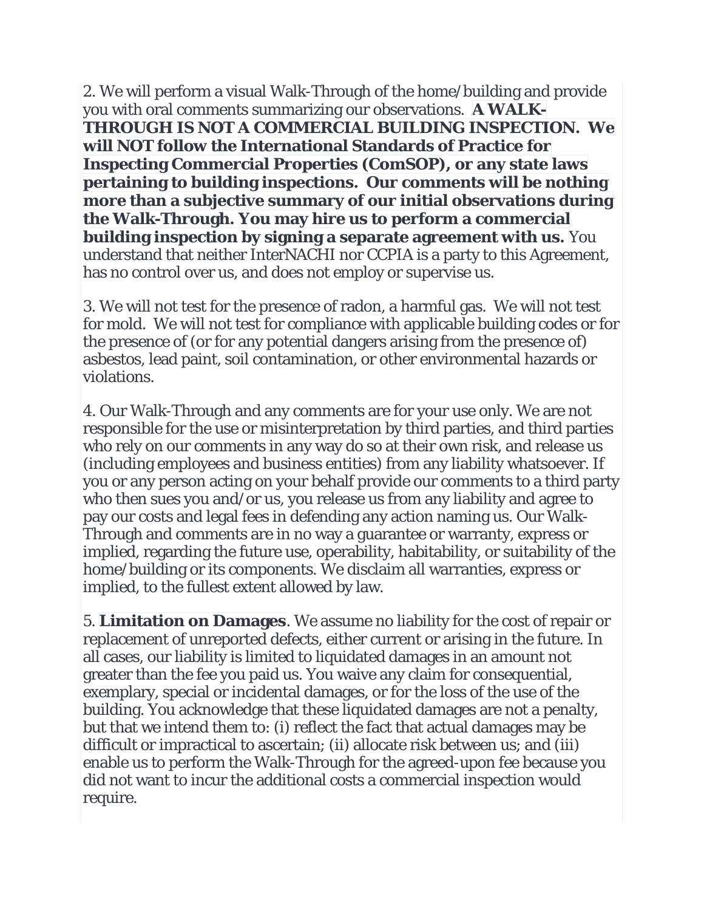2. We will perform a visual Walk-Through of the home/building and provide you with oral comments summarizing our observations. **A WALK-THROUGH IS NOT A COMMERCIAL BUILDING INSPECTION. We will NOT follow the International Standards of Practice for Inspecting Commercial Properties (ComSOP), or any state laws pertaining to building inspections. Our comments will be nothing more than a subjective summary of our initial observations during the Walk-Through. You may hire us to perform a commercial building inspection by signing a separate agreement with us.** You understand that neither InterNACHI nor CCPIA is a party to this Agreement, has no control over us, and does not employ or supervise us.

3. We will not test for the presence of radon, a harmful gas. We will not test for mold. We will not test for compliance with applicable building codes or for the presence of (or for any potential dangers arising from the presence of) asbestos, lead paint, soil contamination, or other environmental hazards or violations.

4. Our Walk-Through and any comments are for your use only. We are not responsible for the use or misinterpretation by third parties, and third parties who rely on our comments in any way do so at their own risk, and release us (including employees and business entities) from any liability whatsoever. If you or any person acting on your behalf provide our comments to a third party who then sues you and/or us, you release us from any liability and agree to pay our costs and legal fees in defending any action naming us. Our Walk-Through and comments are in no way a guarantee or warranty, express or implied, regarding the future use, operability, habitability, or suitability of the home/building or its components. We disclaim all warranties, express or implied, to the fullest extent allowed by law.

5. **Limitation on Damages**. We assume no liability for the cost of repair or replacement of unreported defects, either current or arising in the future. In all cases, our liability is limited to liquidated damages in an amount not greater than the fee you paid us. You waive any claim for consequential, exemplary, special or incidental damages, or for the loss of the use of the building. You acknowledge that these liquidated damages are not a penalty, but that we intend them to: (i) reflect the fact that actual damages may be difficult or impractical to ascertain; (ii) allocate risk between us; and (iii) enable us to perform the Walk-Through for the agreed-upon fee because you did not want to incur the additional costs a commercial inspection would require.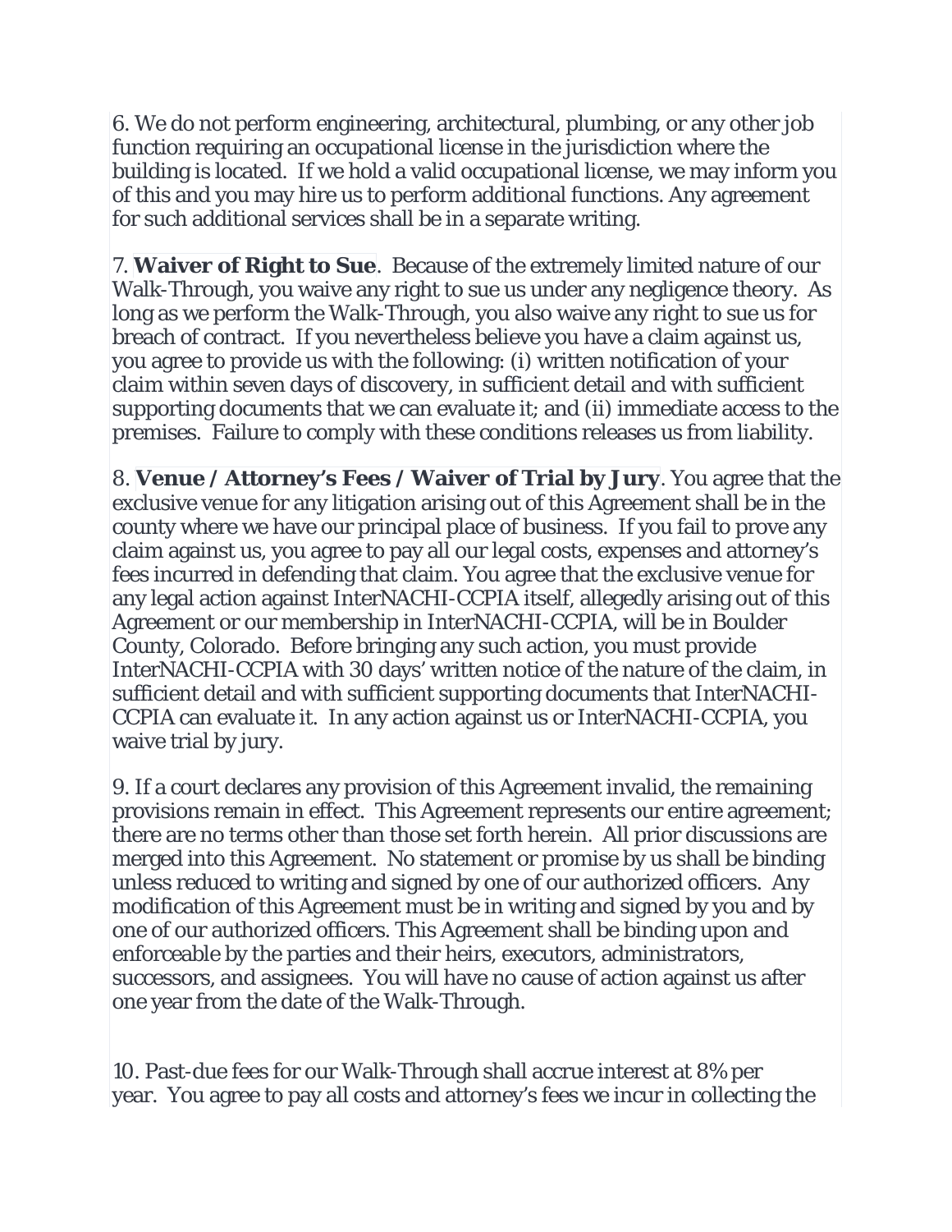6. We do not perform engineering, architectural, plumbing, or any other job function requiring an occupational license in the jurisdiction where the building is located. If we hold a valid occupational license, we may inform you of this and you may hire us to perform additional functions. Any agreement for such additional services shall be in a separate writing.

7. **Waiver of Right to Sue**. Because of the extremely limited nature of our Walk-Through, you waive any right to sue us under any negligence theory. As long as we perform the Walk-Through, you also waive any right to sue us for breach of contract. If you nevertheless believe you have a claim against us, you agree to provide us with the following: (i) written notification of your claim within seven days of discovery, in sufficient detail and with sufficient supporting documents that we can evaluate it; and (ii) immediate access to the premises. Failure to comply with these conditions releases us from liability.

8. **Venue / Attorney's Fees / Waiver of Trial by Jury**. You agree that the exclusive venue for any litigation arising out of this Agreement shall be in the county where we have our principal place of business. If you fail to prove any claim against us, you agree to pay all our legal costs, expenses and attorney's fees incurred in defending that claim. You agree that the exclusive venue for any legal action against InterNACHI-CCPIA itself, allegedly arising out of this Agreement or our membership in InterNACHI-CCPIA, will be in Boulder County, Colorado. Before bringing any such action, you must provide InterNACHI-CCPIA with 30 days' written notice of the nature of the claim, in sufficient detail and with sufficient supporting documents that InterNACHI-CCPIA can evaluate it. In any action against us or InterNACHI-CCPIA, you waive trial by jury.

9. If a court declares any provision of this Agreement invalid, the remaining provisions remain in effect. This Agreement represents our entire agreement; there are no terms other than those set forth herein. All prior discussions are merged into this Agreement. No statement or promise by us shall be binding unless reduced to writing and signed by one of our authorized officers. Any modification of this Agreement must be in writing and signed by you and by one of our authorized officers. This Agreement shall be binding upon and enforceable by the parties and their heirs, executors, administrators, successors, and assignees. You will have no cause of action against us after one year from the date of the Walk-Through.

10. Past-due fees for our Walk-Through shall accrue interest at 8% per year. You agree to pay all costs and attorney's fees we incur in collecting the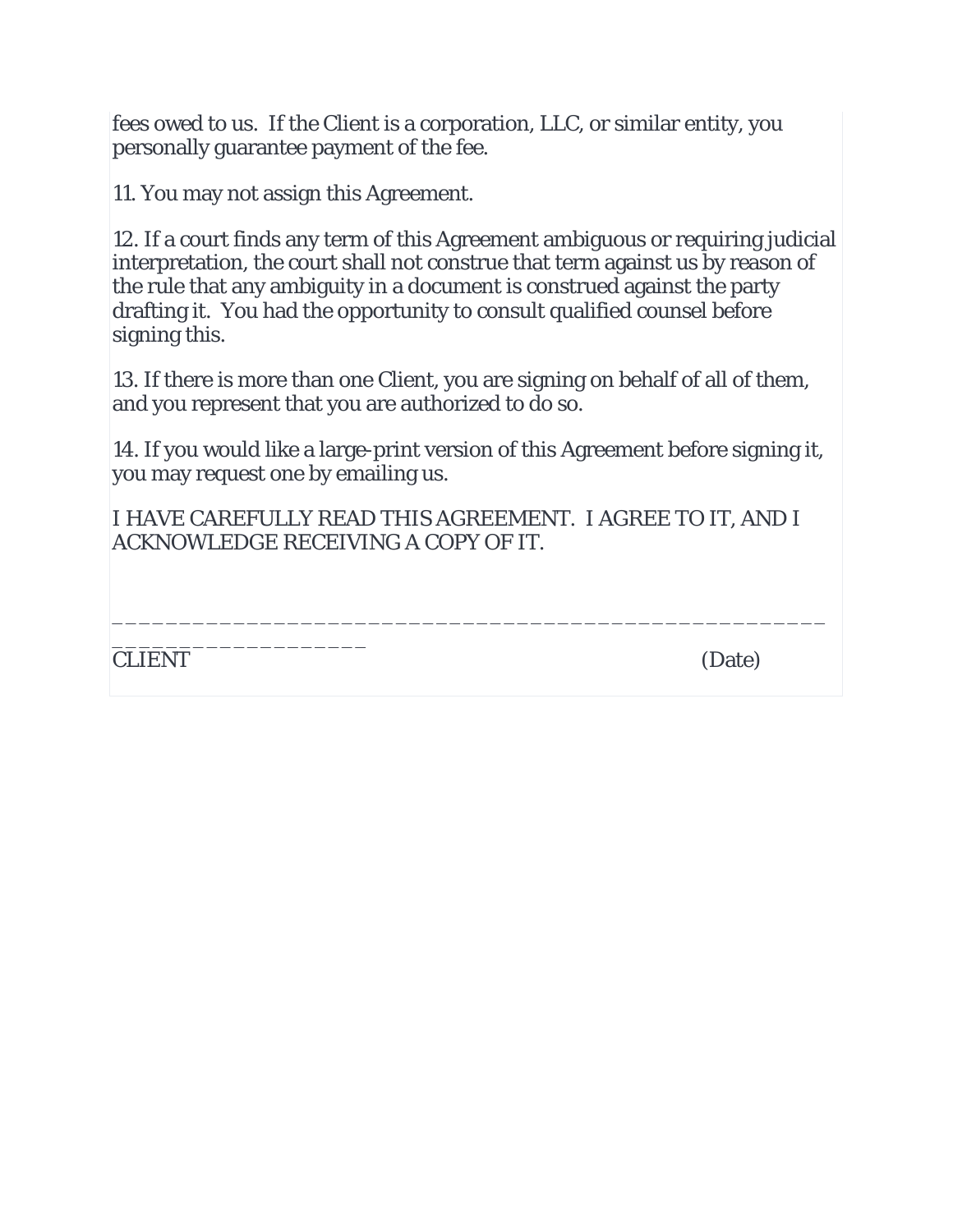fees owed to us. If the Client is a corporation, LLC, or similar entity, you personally guarantee payment of the fee.

11. You may not assign this Agreement.

12. If a court finds any term of this Agreement ambiguous or requiring judicial interpretation, the court shall not construe that term against us by reason of the rule that any ambiguity in a document is construed against the party drafting it. You had the opportunity to consult qualified counsel before signing this.

13. If there is more than one Client, you are signing on behalf of all of them, and you represent that you are authorized to do so.

14. If you would like a large-print version of this Agreement before signing it, you may request one by emailing us.

I HAVE CAREFULLY READ THIS AGREEMENT. I AGREE TO IT, AND I ACKNOWLEDGE RECEIVING A COPY OF IT.

_________________________________________________________________________

CLIENT (Date)